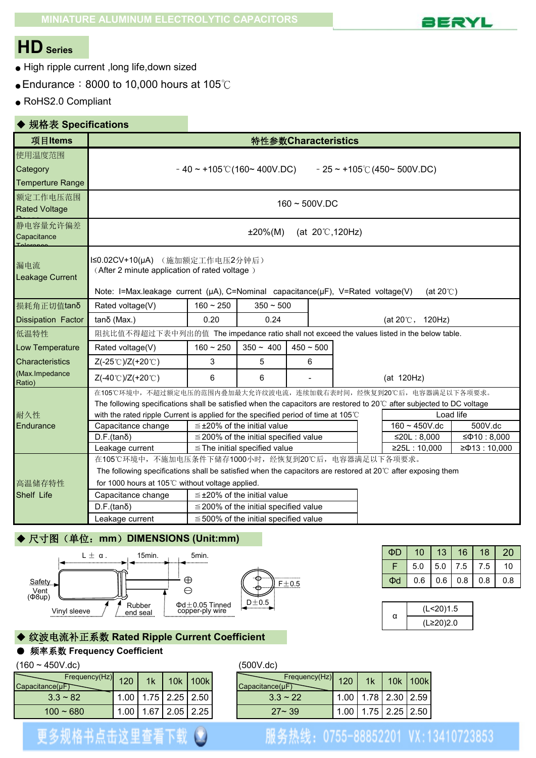MINIATURE ALUMINUM ELECTROLYTIC CAPACITORS

BERYL

# HD Series

- High ripple current ,long life,down sized
- Endurance：8000 to 10,000 hours at 105℃
- RoHS2.0 Compliant

## ◆ 规格表 Specifications

| 项目Items | 特性参数Characteristics | | | | | |
|---|---|---|---|---|---|---|
| 使用温度范围 Category Temperture Range | -40 ~ +105℃(160~ 400V.DC)　　-25 ~ +105℃(450~ 500V.DC) | | | | | |
| 额定工作电压范围 Rated Voltage Range | 160 ~ 500V.DC | | | | | |
| 静电容量允许偏差 Capacitance Tolerance | ±20%(M)　(at 20℃,120Hz) | | | | | |
| 漏电流 Leakage Current | I≤0.02CV+10(μA)（施加额定工作电压2分钟后）（After 2 minute application of rated voltage）<br>Note: I=Max.leakage current (μA), C=Nominal capacitance(μF), V=Rated voltage(V)　(at 20℃) | | | | | |
| 损耗角正切值tanδ Dissipation Factor | Rated voltage(V) | 160 ~ 250 | 350 ~ 500 | | | |
| | tanδ (Max.) | 0.20 | 0.24 | (at 20℃, 120Hz) | | |
| 低温特性 Low Temperature Characteristics (Max.Impedance Ratio) | 阻抗比值不得超过下表中列出的值 The impedance ratio shall not exceed the values listed in the below table. | | | | | |
| | Rated voltage(V) | 160 ~ 250 | 350 ~ 400 | 450 ~ 500 | | |
| | Z(-25℃)/Z(+20℃) | 3 | 5 | 6 | | |
| | Z(-40℃)/Z(+20℃) | 6 | 6 | - | (at 120Hz) | |
| 耐久性 Endurance | 在105℃环境中，不超过额定电压的范围内叠加最大允许纹波电流，连续加载右表时间，经恢复到20℃后，电容器满足以下各项要求。<br>The following specifications shall be satisfied when the capacitors are restored to 20℃ after subjected to DC voltage with the rated ripple Current is applied for the specified period of time at 105℃ | | | | Load life | |
| | | | | | 160 ~ 450V.dc | 500V.dc |
| | Capacitance change | ≦±20% of the initial value | | | ≤20L : 8,000 | ≤Φ10 : 8,000 |
| | D.F.(tanδ) | ≦200% of the initial specified value | | | ≥25L : 10,000 | ≥Φ13 : 10,000 |
| | Leakage current | ≦The initial specified value | | | | |
| 高温储存特性 Shelf Life | 在105℃环境中，不施加电压条件下储存1000小时，经恢复到20℃后，电容器满足以下各项要求。<br>The following specifications shall be satisfied when the capacitors are restored at 20℃ after exposing them for 1000 hours at 105℃ without voltage applied. | | | | | |
| | Capacitance change | ≦±20% of the initial value | | | | |
| | D.F.(tanδ) | ≦200% of the initial specified value | | | | |
| | Leakage current | ≦500% of the initial specified value | | | | |

## ◆ 尺寸图（单位：mm）DIMENSIONS (Unit:mm)

L ± α　15min.　5min.

Safety Vent (Φ8up)　Vinyl sleeve　Rubber end seal　Φd±0.05 Tinned copper-ply wire　F±0.5　D±0.5

| ΦD | 10 | 13 | 16 | 18 | 20 |
|---|---|---|---|---|---|
| F | 5.0 | 5.0 | 7.5 | 7.5 | 10 |
| Φd | 0.6 | 0.6 | 0.8 | 0.8 | 0.8 |

| α | (L<20)1.5 |
|---|---|
| | (L≥20)2.0 |

## ◆ 纹波电流补正系数 Rated Ripple Current Coefficient

● 频率系数 Frequency Coefficient

(160 ~ 450V.dc)

| Capacitance(μF) \ Frequency(Hz) | 120 | 1k | 10k | 100k |
|---|---|---|---|---|
| 3.3 ~ 82 | 1.00 | 1.75 | 2.25 | 2.50 |
| 100 ~ 680 | 1.00 | 1.67 | 2.05 | 2.25 |

(500V.dc)

| Capacitance(μF) \ Frequency(Hz) | 120 | 1k | 10k | 100k |
|---|---|---|---|---|
| 3.3 ~ 22 | 1.00 | 1.78 | 2.30 | 2.59 |
| 27~ 39 | 1.00 | 1.75 | 2.25 | 2.50 |

更多规格书点击这里查看下载　服务热线：0755-88852201 VX:13410723853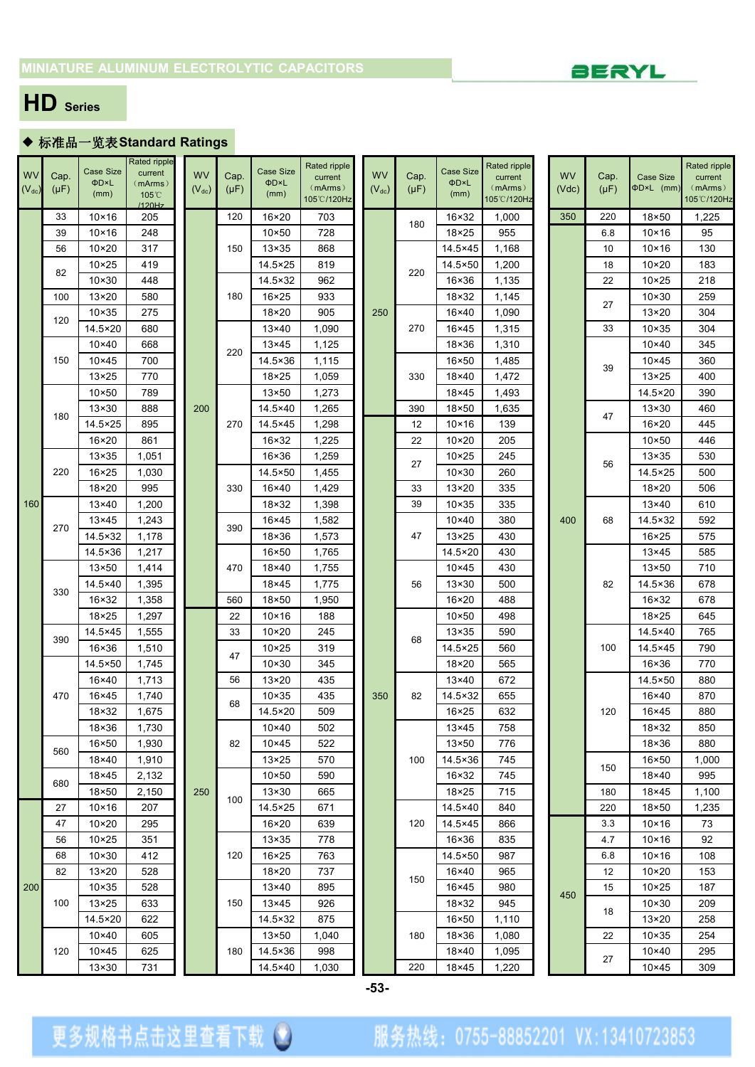MINIATURE ALUMINUM ELECTROLYTIC CAPACITORS

BERYL

# HD Series

## ◆ 标准品一览表Standard Ratings

| WV ($V_{dc}$) | Cap. (μF) | Case Size ΦD×L (mm) | Rated ripple current (mArms) 105℃/120Hz |
|---|---|---|---|
| 160 | 33 | 10×16 | 205 |
| | 39 | 10×16 | 248 |
| | 56 | 10×20 | 317 |
| | 82 | 10×25 | 419 |
| | | 10×30 | 448 |
| | 100 | 13×20 | 580 |
| | 120 | 10×35 | 275 |
| | | 14.5×20 | 680 |
| | 150 | 10×40 | 668 |
| | | 10×45 | 700 |
| | | 13×25 | 770 |
| | 180 | 10×50 | 789 |
| | | 13×30 | 888 |
| | | 14.5×25 | 895 |
| | | 16×20 | 861 |
| | 220 | 13×35 | 1,051 |
| | | 16×25 | 1,030 |
| | | 18×20 | 995 |
| | 270 | 13×40 | 1,200 |
| | | 13×45 | 1,243 |
| | | 14.5×32 | 1,178 |
| | | 14.5×36 | 1,217 |
| | 330 | 13×50 | 1,414 |
| | | 14.5×40 | 1,395 |
| | | 16×32 | 1,358 |
| | | 18×25 | 1,297 |
| | 390 | 14.5×45 | 1,555 |
| | | 16×36 | 1,510 |
| | 470 | 14.5×50 | 1,745 |
| | | 16×40 | 1,713 |
| | | 16×45 | 1,740 |
| | | 18×32 | 1,675 |
| | | 18×36 | 1,730 |
| | 560 | 16×50 | 1,930 |
| | | 18×40 | 1,910 |
| | 680 | 18×45 | 2,132 |
| | | 18×50 | 2,150 |
| 200 | 27 | 10×16 | 207 |
| | 47 | 10×20 | 295 |
| | 56 | 10×25 | 351 |
| | 68 | 10×30 | 412 |
| | 82 | 13×20 | 528 |
| | 100 | 10×35 | 528 |
| | | 13×25 | 633 |
| | | 14.5×20 | 622 |
| | 120 | 10×40 | 605 |
| | | 10×45 | 625 |
| | | 13×30 | 731 |
| | 120 | 16×20 | 703 |
| | 150 | 10×50 | 728 |
| | | 13×35 | 868 |
| | | 14.5×25 | 819 |
| | 180 | 14.5×32 | 962 |
| | | 16×25 | 933 |
| | | 18×20 | 905 |
| | 220 | 13×40 | 1,090 |
| | | 13×45 | 1,125 |
| | | 14.5×36 | 1,115 |
| | | 18×25 | 1,059 |
| | 270 | 13×50 | 1,273 |
| | | 14.5×40 | 1,265 |
| | | 14.5×45 | 1,298 |
| | | 16×32 | 1,225 |
| | 330 | 16×36 | 1,259 |
| | | 14.5×50 | 1,455 |
| | | 16×40 | 1,429 |
| | | 18×32 | 1,398 |
| | 390 | 16×45 | 1,582 |
| | | 18×36 | 1,573 |
| | 470 | 16×50 | 1,765 |
| | | 18×40 | 1,755 |
| | | 18×45 | 1,775 |
| | 560 | 18×50 | 1,950 |
| 250 | 22 | 10×16 | 188 |
| | 33 | 10×20 | 245 |
| | 47 | 10×25 | 319 |
| | | 10×30 | 345 |
| | 56 | 13×20 | 435 |
| | 68 | 10×35 | 435 |
| | | 14.5×20 | 509 |
| | 82 | 10×40 | 502 |
| | | 10×45 | 522 |
| | | 13×25 | 570 |
| | 100 | 10×50 | 590 |
| | | 13×30 | 665 |
| | | 14.5×25 | 671 |
| | | 16×20 | 639 |
| | 120 | 13×35 | 778 |
| | | 16×25 | 763 |
| | | 18×20 | 737 |
| | 150 | 13×40 | 895 |
| | | 13×45 | 926 |
| | | 14.5×32 | 875 |
| | 180 | 13×50 | 1,040 |
| | | 14.5×36 | 998 |
| | | 14.5×40 | 1,030 |
| | 180 | 16×32 | 1,000 |
| | | 18×25 | 955 |
| | 220 | 14.5×45 | 1,168 |
| | | 14.5×50 | 1,200 |
| | | 16×36 | 1,135 |
| | | 18×32 | 1,145 |
| | 270 | 16×40 | 1,090 |
| | | 16×45 | 1,315 |
| | | 18×36 | 1,310 |
| | 330 | 16×50 | 1,485 |
| | | 18×40 | 1,472 |
| | | 18×45 | 1,493 |
| | 390 | 18×50 | 1,635 |
| 350 | 12 | 10×16 | 139 |
| | 22 | 10×20 | 205 |
| | 27 | 10×25 | 245 |
| | | 10×30 | 260 |
| | 33 | 13×20 | 335 |
| | 39 | 10×35 | 335 |
| | 47 | 10×40 | 380 |
| | | 13×25 | 430 |
| | | 14.5×20 | 430 |
| | 56 | 10×45 | 430 |
| | | 13×30 | 500 |
| | | 16×20 | 488 |
| | 68 | 10×50 | 498 |
| | | 13×35 | 590 |
| | | 14.5×25 | 560 |
| | | 18×20 | 565 |
| | 82 | 13×40 | 672 |
| | | 14.5×32 | 655 |
| | | 16×25 | 632 |
| | 100 | 13×45 | 758 |
| | | 13×50 | 776 |
| | | 14.5×36 | 745 |
| | | 16×32 | 745 |
| | | 18×25 | 715 |
| | 120 | 14.5×40 | 840 |
| | | 14.5×45 | 866 |
| | | 16×36 | 835 |
| | 150 | 14.5×50 | 987 |
| | | 16×40 | 965 |
| | | 16×45 | 980 |
| | | 18×32 | 945 |
| | 180 | 16×50 | 1,110 |
| | | 18×36 | 1,080 |
| | | 18×40 | 1,095 |
| | 220 | 18×45 | 1,220 |
| | 220 | 18×50 | 1,225 |
| 400 | 6.8 | 10×16 | 95 |
| | 10 | 10×16 | 130 |
| | 18 | 10×20 | 183 |
| | 22 | 10×25 | 218 |
| | 27 | 10×30 | 259 |
| | | 13×20 | 304 |
| | 33 | 10×35 | 304 |
| | 39 | 10×40 | 345 |
| | | 10×45 | 360 |
| | | 13×25 | 400 |
| | | 14.5×20 | 390 |
| | 47 | 13×30 | 460 |
| | | 16×20 | 445 |
| | 56 | 10×50 | 446 |
| | | 13×35 | 530 |
| | | 14.5×25 | 500 |
| | | 18×20 | 506 |
| | 68 | 13×40 | 610 |
| | | 14.5×32 | 592 |
| | | 16×25 | 575 |
| | 82 | 13×45 | 585 |
| | | 13×50 | 710 |
| | | 14.5×36 | 678 |
| | | 16×32 | 678 |
| | | 18×25 | 645 |
| | 100 | 14.5×40 | 765 |
| | | 14.5×45 | 790 |
| | | 16×36 | 770 |
| | 120 | 14.5×50 | 880 |
| | | 16×40 | 870 |
| | | 16×45 | 880 |
| | | 18×32 | 850 |
| | | 18×36 | 880 |
| | 150 | 16×50 | 1,000 |
| | | 18×40 | 995 |
| | 180 | 18×45 | 1,100 |
| | 220 | 18×50 | 1,235 |
| 450 | 3.3 | 10×16 | 73 |
| | 4.7 | 10×16 | 92 |
| | 6.8 | 10×16 | 108 |
| | 12 | 10×20 | 153 |
| | 15 | 10×25 | 187 |
| | 18 | 10×30 | 209 |
| | | 13×20 | 258 |
| | 22 | 10×35 | 254 |
| | 27 | 10×40 | 295 |
| | | 10×45 | 309 |

更多规格书点击这里查看下载　服务热线：0755-88852201 VX:13410723853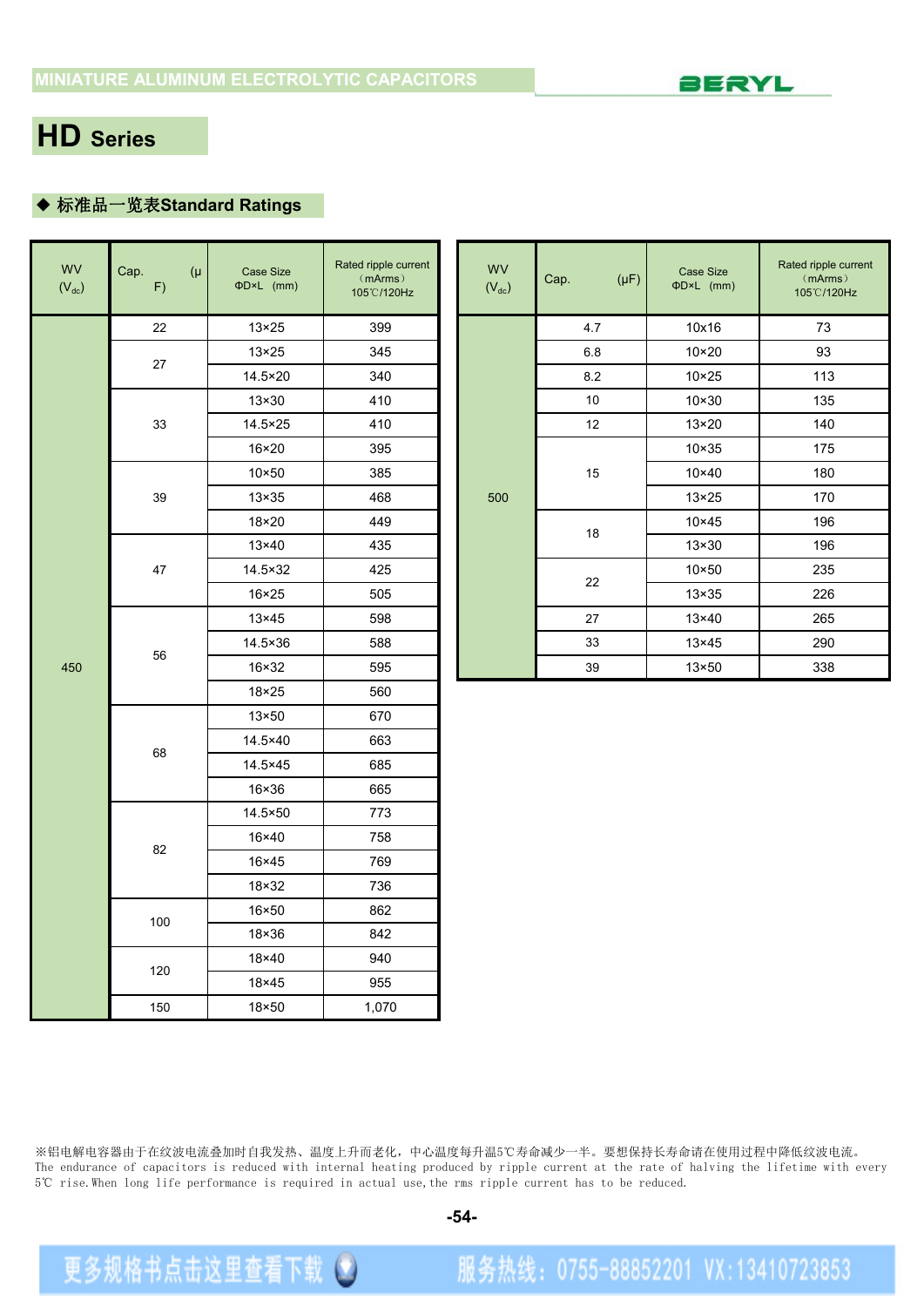MINIATURE ALUMINUM ELECTROLYTIC CAPACITORS

# HD Series

## ◆ 标准品一览表Standard Ratings

| WV ($V_{dc}$) | Cap. (μF) | Case Size ΦD×L (mm) | Rated ripple current (mArms) 105℃/120Hz |
|---|---|---|---|
| 450 | 22 | 13×25 | 399 |
| | 27 | 13×25 | 345 |
| | | 14.5×20 | 340 |
| | 33 | 13×30 | 410 |
| | | 14.5×25 | 410 |
| | | 16×20 | 395 |
| | 39 | 10×50 | 385 |
| | | 13×35 | 468 |
| | | 18×20 | 449 |
| | 47 | 13×40 | 435 |
| | | 14.5×32 | 425 |
| | | 16×25 | 505 |
| | 56 | 13×45 | 598 |
| | | 14.5×36 | 588 |
| | | 16×32 | 595 |
| | | 18×25 | 560 |
| | 68 | 13×50 | 670 |
| | | 14.5×40 | 663 |
| | | 14.5×45 | 685 |
| | | 16×36 | 665 |
| | 82 | 14.5×50 | 773 |
| | | 16×40 | 758 |
| | | 16×45 | 769 |
| | | 18×32 | 736 |
| | 100 | 16×50 | 862 |
| | | 18×36 | 842 |
| | 120 | 18×40 | 940 |
| | | 18×45 | 955 |
| | 150 | 18×50 | 1,070 |

| WV ($V_{dc}$) | Cap. (μF) | Case Size ΦD×L (mm) | Rated ripple current (mArms) 105℃/120Hz |
|---|---|---|---|
| 500 | 4.7 | 10x16 | 73 |
| | 6.8 | 10×20 | 93 |
| | 8.2 | 10×25 | 113 |
| | 10 | 10×30 | 135 |
| | 12 | 13×20 | 140 |
| | 15 | 10×35 | 175 |
| | | 10×40 | 180 |
| | | 13×25 | 170 |
| | 18 | 10×45 | 196 |
| | | 13×30 | 196 |
| | 22 | 10×50 | 235 |
| | | 13×35 | 226 |
| | 27 | 13×40 | 265 |
| | 33 | 13×45 | 290 |
| | 39 | 13×50 | 338 |

※铝电解电容器由于在纹波电流叠加时自我发热、温度上升而老化，中心温度每升温5℃寿命减少一半。要想保持长寿命请在使用过程中降低纹波电流。
The endurance of capacitors is reduced with internal heating produced by ripple current at the rate of halving the lifetime with every 5℃ rise. When long life performance is required in actual use, the rms ripple current has to be reduced.

更多规格书点击这里查看下载 服务热线：0755-88852201 VX:13410723853